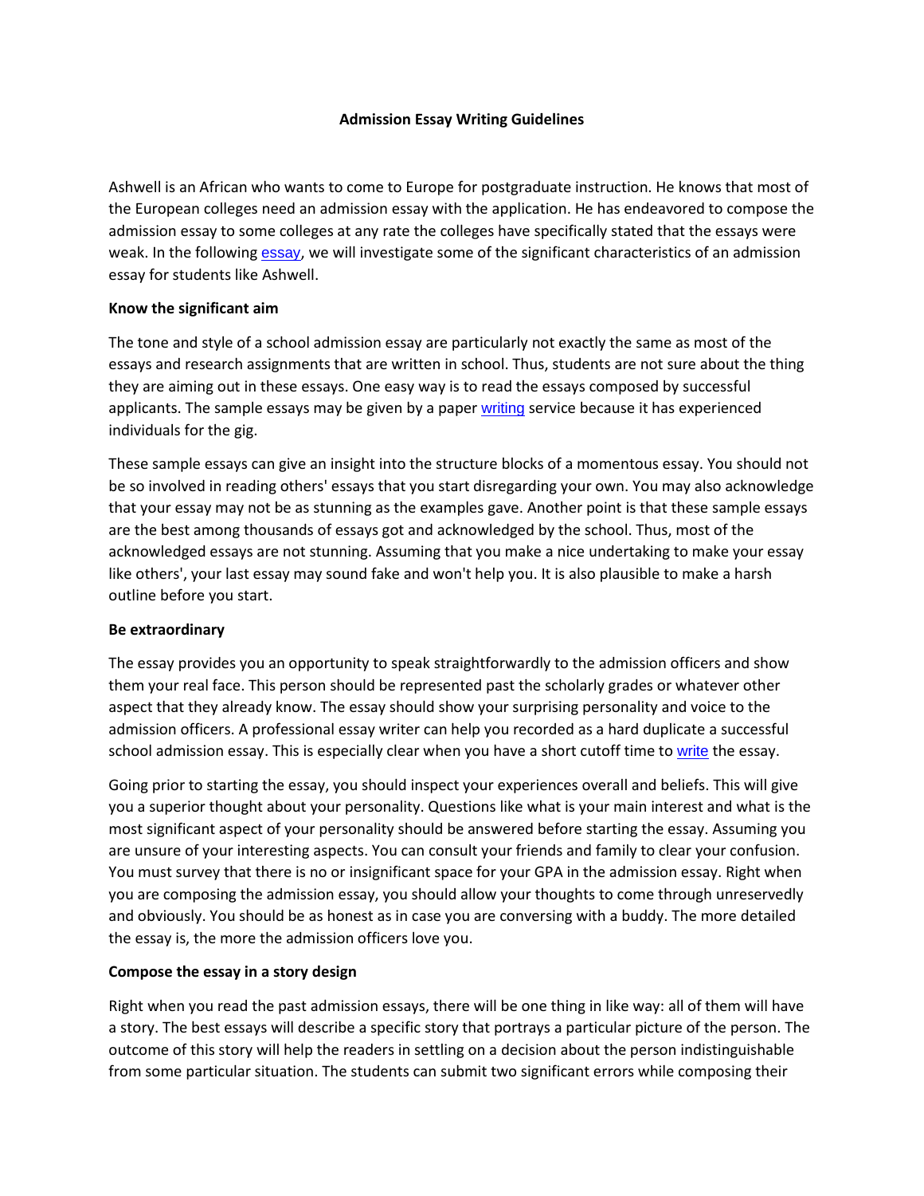# Admission Essay Writing Guidelines

Ashwell is an African who wants to come to Europe for postgraduate instruction. He knows that most of the European colleges need an admission essay with the application. He has endeavored to compose the admission essay to some colleges at any rate the colleges have specifically stated that the essays were weak. In the following essay, we will investigate some of the significant characteristics of an admission essay for students like Ashwell.

## Know the significant aim

The tone and style of a school admission essay are particularly not exactly the same as most of the essays and research assignments that are written in school. Thus, students are not sure about the thing they are aiming out in these essays. One easy way is to read the essays composed by successful applicants. The sample essays may be given by a paper writing service because it has experienced individuals for the gig.

These sample essays can give an insight into the structure blocks of a momentous essay. You should not be so involved in reading others' essays that you start disregarding your own. You may also acknowledge that your essay may not be as stunning as the examples gave. Another point is that these sample essays are the best among thousands of essays got and acknowledged by the school. Thus, most of the acknowledged essays are not stunning. Assuming that you make a nice undertaking to make your essay like others', your last essay may sound fake and won't help you. It is also plausible to make a harsh outline before you start.

## Be extraordinary

The essay provides you an opportunity to speak straightforwardly to the admission officers and show them your real face. This person should be represented past the scholarly grades or whatever other aspect that they already know. The essay should show your surprising personality and voice to the admission officers. A professional essay writer can help you recorded as a hard duplicate a successful school admission essay. This is especially clear when you have a short cutoff time to write the essay.

Going prior to starting the essay, you should inspect your experiences overall and beliefs. This will give you a superior thought about your personality. Questions like what is your main interest and what is the most significant aspect of your personality should be answered before starting the essay. Assuming you are unsure of your interesting aspects. You can consult your friends and family to clear your confusion. You must survey that there is no or insignificant space for your GPA in the admission essay. Right when you are composing the admission essay, you should allow your thoughts to come through unreservedly and obviously. You should be as honest as in case you are conversing with a buddy. The more detailed the essay is, the more the admission officers love you.

## Compose the essay in a story design

Right when you read the past admission essays, there will be one thing in like way: all of them will have a story. The best essays will describe a specific story that portrays a particular picture of the person. The outcome of this story will help the readers in settling on a decision about the person indistinguishable from some particular situation. The students can submit two significant errors while composing their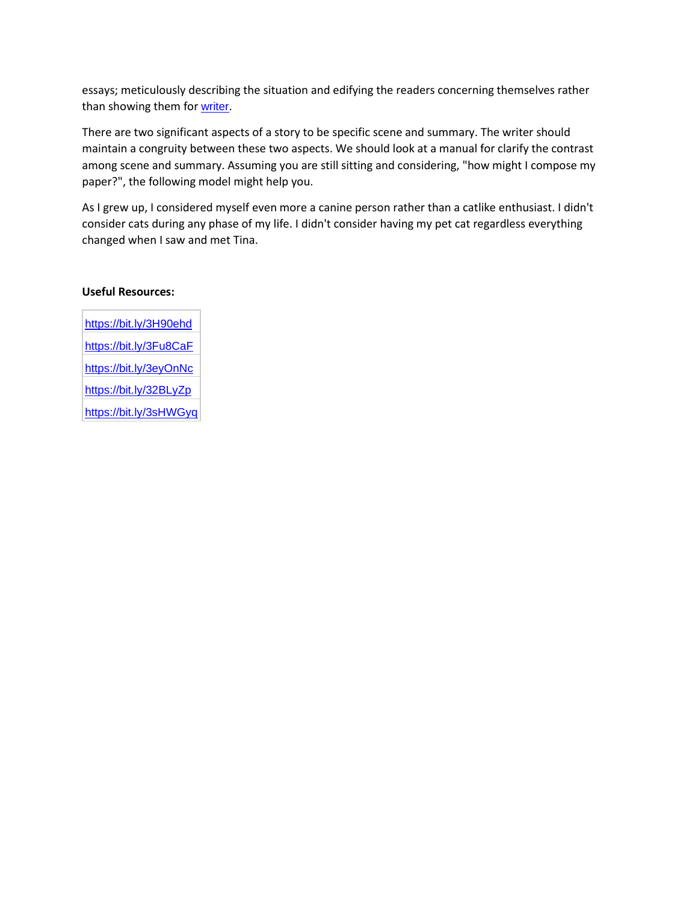essays; meticulously describing the situation and edifying the readers concerning themselves rather than showing them for writer.

There are two significant aspects of a story to be specific scene and summary. The writer should maintain a congruity between these two aspects. We should look at a manual for clarify the contrast among scene and summary. Assuming you are still sitting and considering, "how might I compose my paper?", the following model might help you.

As I grew up, I considered myself even more a canine person rather than a catlike enthusiast. I didn't consider cats during any phase of my life. I didn't consider having my pet cat regardless everything changed when I saw and met Tina.

**Useful Resources:**

| |
|---|
| https://bit.ly/3H90ehd |
| https://bit.ly/3Fu8CaF |
| https://bit.ly/3eyOnNc |
| https://bit.ly/32BLyZp |
| https://bit.ly/3sHWGyq |